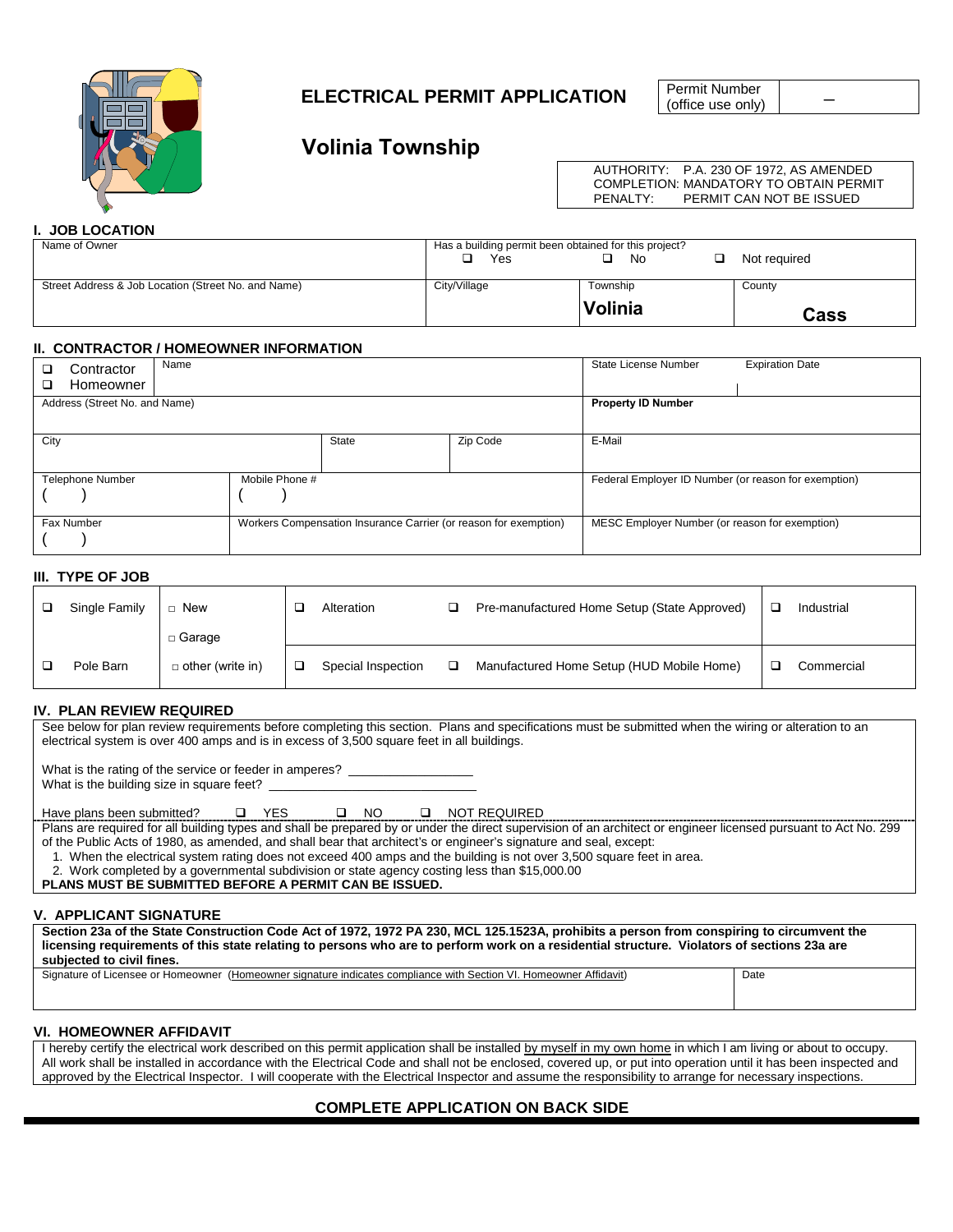# ELECTRICAL PERMIT APPLICATION

# Volinia Township

| Permit Number (office use only) | – |
|---|---|

AUTHORITY: P.A. 230 OF 1972, AS AMENDED
COMPLETION: MANDATORY TO OBTAIN PERMIT
PENALTY: PERMIT CAN NOT BE ISSUED

## I. JOB LOCATION

| Name of Owner | Has a building permit been obtained for this project? ❑ Yes ❑ No ❑ Not required | | |
|---|---|---|---|
| Street Address & Job Location (Street No. and Name) | City/Village | Township **Volinia** | County **Cass** |

## II. CONTRACTOR / HOMEOWNER INFORMATION

| ❑ Contractor ❑ Homeowner | Name | | | State License Number | Expiration Date |
|---|---|---|---|---|---|
| Address (Street No. and Name) | | | | **Property ID Number** | |
| City | | State | Zip Code | E-Mail | |
| Telephone Number ( ) | Mobile Phone # ( ) | | | Federal Employer ID Number (or reason for exemption) | |
| Fax Number ( ) | Workers Compensation Insurance Carrier (or reason for exemption) | | | MESC Employer Number (or reason for exemption) | |

## III. TYPE OF JOB

| | | | | |
|---|---|---|---|---|
| ❑ Single Family | □ New □ Garage | ❑ Alteration | ❑ Pre-manufactured Home Setup (State Approved) | ❑ Industrial |
| ❑ Pole Barn | □ other (write in) | ❑ Special Inspection | ❑ Manufactured Home Setup (HUD Mobile Home) | ❑ Commercial |

## IV. PLAN REVIEW REQUIRED

See below for plan review requirements before completing this section. Plans and specifications must be submitted when the wiring or alteration to an electrical system is over 400 amps and is in excess of 3,500 square feet in all buildings.

What is the rating of the service or feeder in amperes? _________________
What is the building size in square feet? ______________________________

Have plans been submitted? ❑ YES ❑ NO ❑ NOT REQUIRED

Plans are required for all building types and shall be prepared by or under the direct supervision of an architect or engineer licensed pursuant to Act No. 299 of the Public Acts of 1980, as amended, and shall bear that architect's or engineer's signature and seal, except:

1. When the electrical system rating does not exceed 400 amps and the building is not over 3,500 square feet in area.
2. Work completed by a governmental subdivision or state agency costing less than $15,000.00

**PLANS MUST BE SUBMITTED BEFORE A PERMIT CAN BE ISSUED.**

## V. APPLICANT SIGNATURE

**Section 23a of the State Construction Code Act of 1972, 1972 PA 230, MCL 125.1523A, prohibits a person from conspiring to circumvent the licensing requirements of this state relating to persons who are to perform work on a residential structure. Violators of sections 23a are subjected to civil fines.**

| Signature of Licensee or Homeowner (Homeowner signature indicates compliance with Section VI. Homeowner Affidavit) | Date |
|---|---|

## VI. HOMEOWNER AFFIDAVIT

I hereby certify the electrical work described on this permit application shall be installed by myself in my own home in which I am living or about to occupy. All work shall be installed in accordance with the Electrical Code and shall not be enclosed, covered up, or put into operation until it has been inspected and approved by the Electrical Inspector. I will cooperate with the Electrical Inspector and assume the responsibility to arrange for necessary inspections.

**COMPLETE APPLICATION ON BACK SIDE**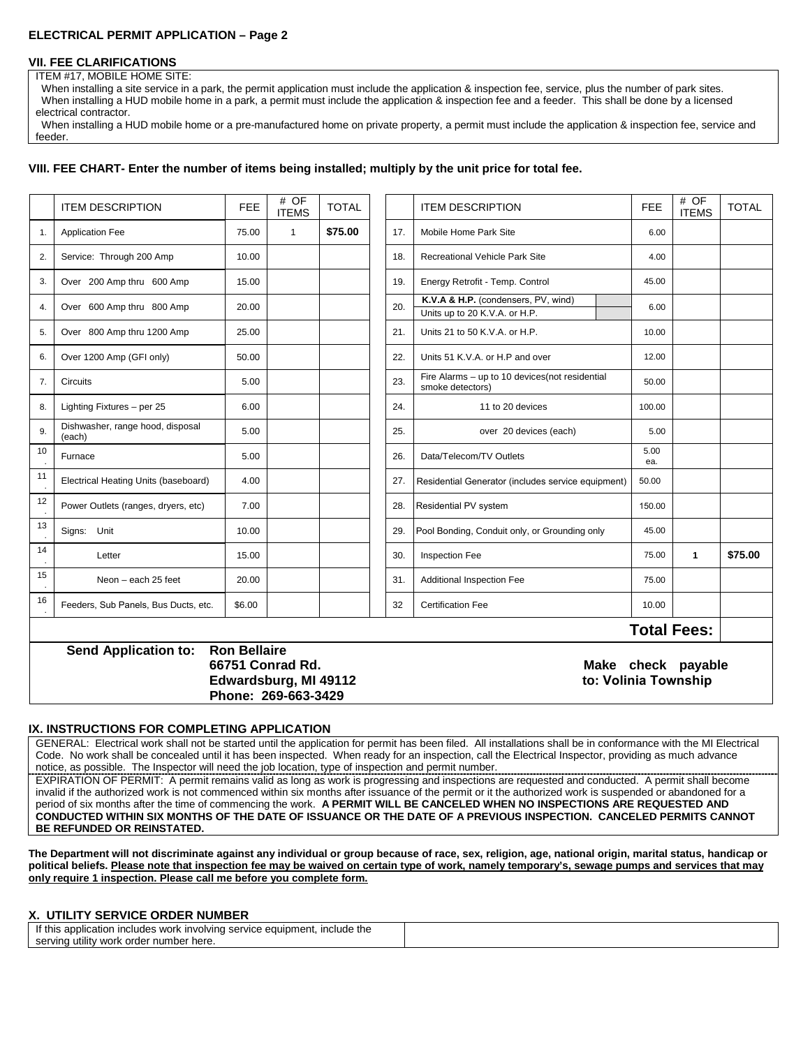## ELECTRICAL PERMIT APPLICATION – Page 2

### VII. FEE CLARIFICATIONS

ITEM #17, MOBILE HOME SITE:

When installing a site service in a park, the permit application must include the application & inspection fee, service, plus the number of park sites.
When installing a HUD mobile home in a park, a permit must include the application & inspection fee and a feeder. This shall be done by a licensed electrical contractor.
When installing a HUD mobile home or a pre-manufactured home on private property, a permit must include the application & inspection fee, service and feeder.

### VIII. FEE CHART- Enter the number of items being installed; multiply by the unit price for total fee.

| | ITEM DESCRIPTION | FEE | # OF ITEMS | TOTAL | | ITEM DESCRIPTION | FEE | # OF ITEMS | TOTAL |
|---|---|---|---|---|---|---|---|---|---|
| 1. | Application Fee | 75.00 | 1 | **$75.00** | 17. | Mobile Home Park Site | 6.00 | | |
| 2. | Service: Through 200 Amp | 10.00 | | | 18. | Recreational Vehicle Park Site | 4.00 | | |
| 3. | Over 200 Amp thru 600 Amp | 15.00 | | | 19. | Energy Retrofit - Temp. Control | 45.00 | | |
| 4. | Over 600 Amp thru 800 Amp | 20.00 | | | 20. | **K.V.A & H.P.** (condensers, PV, wind) Units up to 20 K.V.A. or H.P. | 6.00 | | |
| 5. | Over 800 Amp thru 1200 Amp | 25.00 | | | 21. | Units 21 to 50 K.V.A. or H.P. | 10.00 | | |
| 6. | Over 1200 Amp (GFI only) | 50.00 | | | 22. | Units 51 K.V.A. or H.P and over | 12.00 | | |
| 7. | Circuits | 5.00 | | | 23. | Fire Alarms – up to 10 devices(not residential smoke detectors) | 50.00 | | |
| 8. | Lighting Fixtures – per 25 | 6.00 | | | 24. | 11 to 20 devices | 100.00 | | |
| 9. | Dishwasher, range hood, disposal (each) | 5.00 | | | 25. | over 20 devices (each) | 5.00 | | |
| 10. | Furnace | 5.00 | | | 26. | Data/Telecom/TV Outlets | 5.00 ea. | | |
| 11. | Electrical Heating Units (baseboard) | 4.00 | | | 27. | Residential Generator (includes service equipment) | 50.00 | | |
| 12. | Power Outlets (ranges, dryers, etc) | 7.00 | | | 28. | Residential PV system | 150.00 | | |
| 13. | Signs: Unit | 10.00 | | | 29. | Pool Bonding, Conduit only, or Grounding only | 45.00 | | |
| 14. | Letter | 15.00 | | | 30. | Inspection Fee | 75.00 | 1 | **$75.00** |
| 15. | Neon – each 25 feet | 20.00 | | | 31. | Additional Inspection Fee | 75.00 | | |
| 16. | Feeders, Sub Panels, Bus Ducts, etc. | $6.00 | | | 32 | Certification Fee | 10.00 | | |
| | | | | | | | **Total Fees:** | | |

**Send Application to:** **Ron Bellaire**
**66751 Conrad Rd.**
**Edwardsburg, MI 49112**
**Phone: 269-663-3429**

**Make check payable to: Volinia Township**

### IX. INSTRUCTIONS FOR COMPLETING APPLICATION

GENERAL: Electrical work shall not be started until the application for permit has been filed. All installations shall be in conformance with the MI Electrical Code. No work shall be concealed until it has been inspected. When ready for an inspection, call the Electrical Inspector, providing as much advance notice, as possible. The Inspector will need the job location, type of inspection and permit number.

EXPIRATION OF PERMIT: A permit remains valid as long as work is progressing and inspections are requested and conducted. A permit shall become invalid if the authorized work is not commenced within six months after issuance of the permit or it the authorized work is suspended or abandoned for a period of six months after the time of commencing the work. **A PERMIT WILL BE CANCELED WHEN NO INSPECTIONS ARE REQUESTED AND CONDUCTED WITHIN SIX MONTHS OF THE DATE OF ISSUANCE OR THE DATE OF A PREVIOUS INSPECTION. CANCELED PERMITS CANNOT BE REFUNDED OR REINSTATED.**

**The Department will not discriminate against any individual or group because of race, sex, religion, age, national origin, marital status, handicap or political beliefs. Please note that inspection fee may be waived on certain type of work, namely temporary's, sewage pumps and services that may only require 1 inspection. Please call me before you complete form.**

### X. UTILITY SERVICE ORDER NUMBER

| | |
|---|---|
| If this application includes work involving service equipment, include the serving utility work order number here. | |